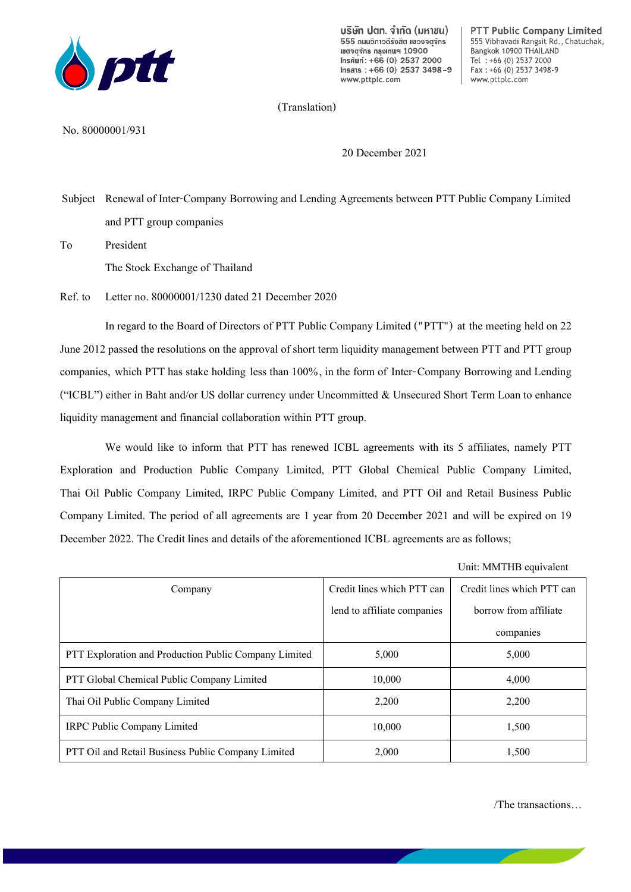(Translation)

No. 80000001/931

20 December 2021

Subject Renewal of Inter-Company Borrowing and Lending Agreements between PTT Public Company Limited and PTT group companies

To President
The Stock Exchange of Thailand

Ref. to Letter no. 80000001/1230 dated 21 December 2020

In regard to the Board of Directors of PTT Public Company Limited ("PTT") at the meeting held on 22 June 2012 passed the resolutions on the approval of short term liquidity management between PTT and PTT group companies, which PTT has stake holding less than 100%, in the form of Inter-Company Borrowing and Lending ("ICBL") either in Baht and/or US dollar currency under Uncommitted & Unsecured Short Term Loan to enhance liquidity management and financial collaboration within PTT group.

We would like to inform that PTT has renewed ICBL agreements with its 5 affiliates, namely PTT Exploration and Production Public Company Limited, PTT Global Chemical Public Company Limited, Thai Oil Public Company Limited, IRPC Public Company Limited, and PTT Oil and Retail Business Public Company Limited. The period of all agreements are 1 year from 20 December 2021 and will be expired on 19 December 2022. The Credit lines and details of the aforementioned ICBL agreements are as follows;

Unit: MMTHB equivalent

| Company | Credit lines which PTT can lend to affiliate companies | Credit lines which PTT can borrow from affiliate companies |
|---|---|---|
| PTT Exploration and Production Public Company Limited | 5,000 | 5,000 |
| PTT Global Chemical Public Company Limited | 10,000 | 4,000 |
| Thai Oil Public Company Limited | 2,200 | 2,200 |
| IRPC Public Company Limited | 10,000 | 1,500 |
| PTT Oil and Retail Business Public Company Limited | 2,000 | 1,500 |

/The transactions…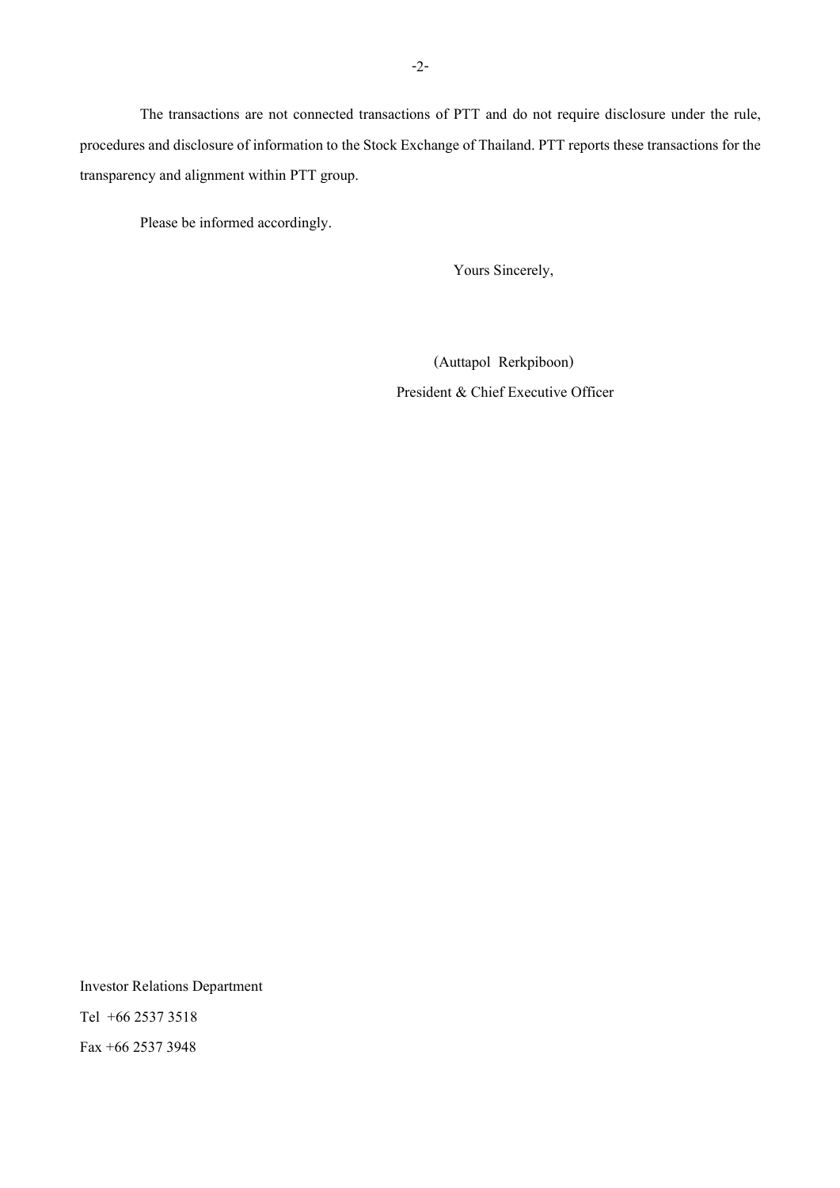The transactions are not connected transactions of PTT and do not require disclosure under the rule, procedures and disclosure of information to the Stock Exchange of Thailand. PTT reports these transactions for the transparency and alignment within PTT group.

Please be informed accordingly.

Yours Sincerely,

(Auttapol Rerkpiboon)

President & Chief Executive Officer

Investor Relations Department

Tel +66 2537 3518

Fax +66 2537 3948